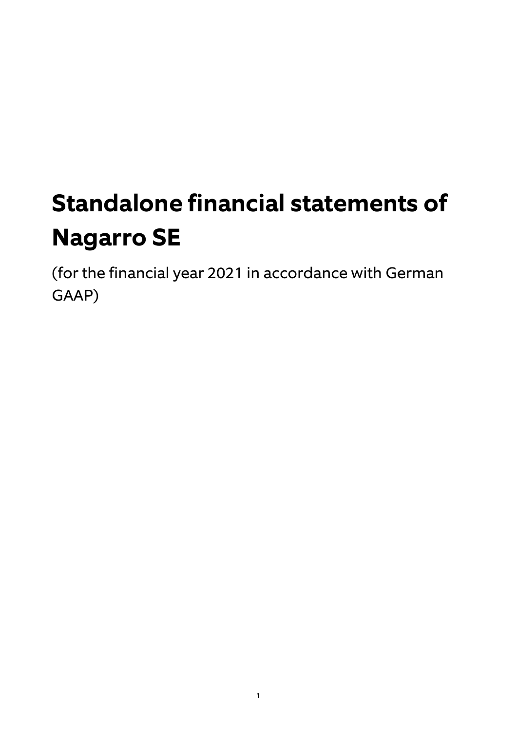# Standalone financial statements of Nagarro SE

(for the financial year 2021 in accordance with German GAAP)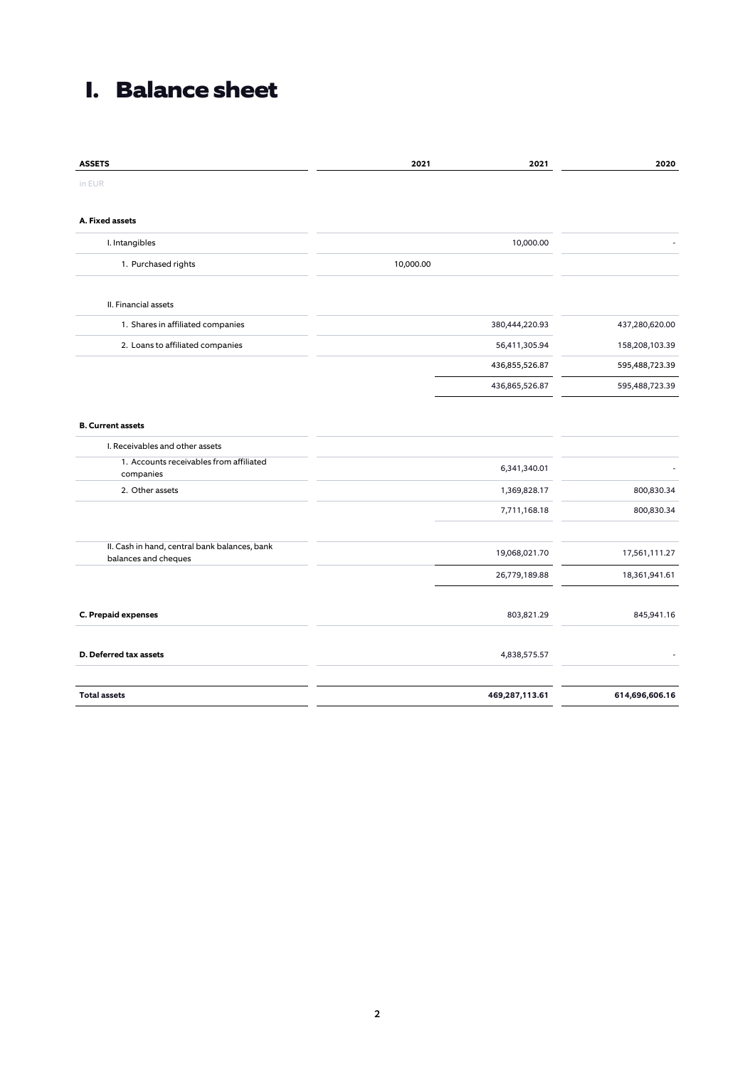# I. Balance sheet

| ASSETS | 2021 | 2021 | 2020 |
|---|---|---|---|
| in EUR | | | |
| **A. Fixed assets** | | | |
| I. Intangibles | | 10,000.00 | - |
| 1. Purchased rights | 10,000.00 | | |
| II. Financial assets | | | |
| 1. Shares in affiliated companies | | 380,444,220.93 | 437,280,620.00 |
| 2. Loans to affiliated companies | | 56,411,305.94 | 158,208,103.39 |
| | | 436,855,526.87 | 595,488,723.39 |
| | | 436,865,526.87 | 595,488,723.39 |
| **B. Current assets** | | | |
| I. Receivables and other assets | | | |
| 1. Accounts receivables from affiliated companies | | 6,341,340.01 | - |
| 2. Other assets | | 1,369,828.17 | 800,830.34 |
| | | 7,711,168.18 | 800,830.34 |
| II. Cash in hand, central bank balances, bank balances and cheques | | 19,068,021.70 | 17,561,111.27 |
| | | 26,779,189.88 | 18,361,941.61 |
| **C. Prepaid expenses** | | 803,821.29 | 845,941.16 |
| **D. Deferred tax assets** | | 4,838,575.57 | - |
| **Total assets** | | **469,287,113.61** | **614,696,606.16** |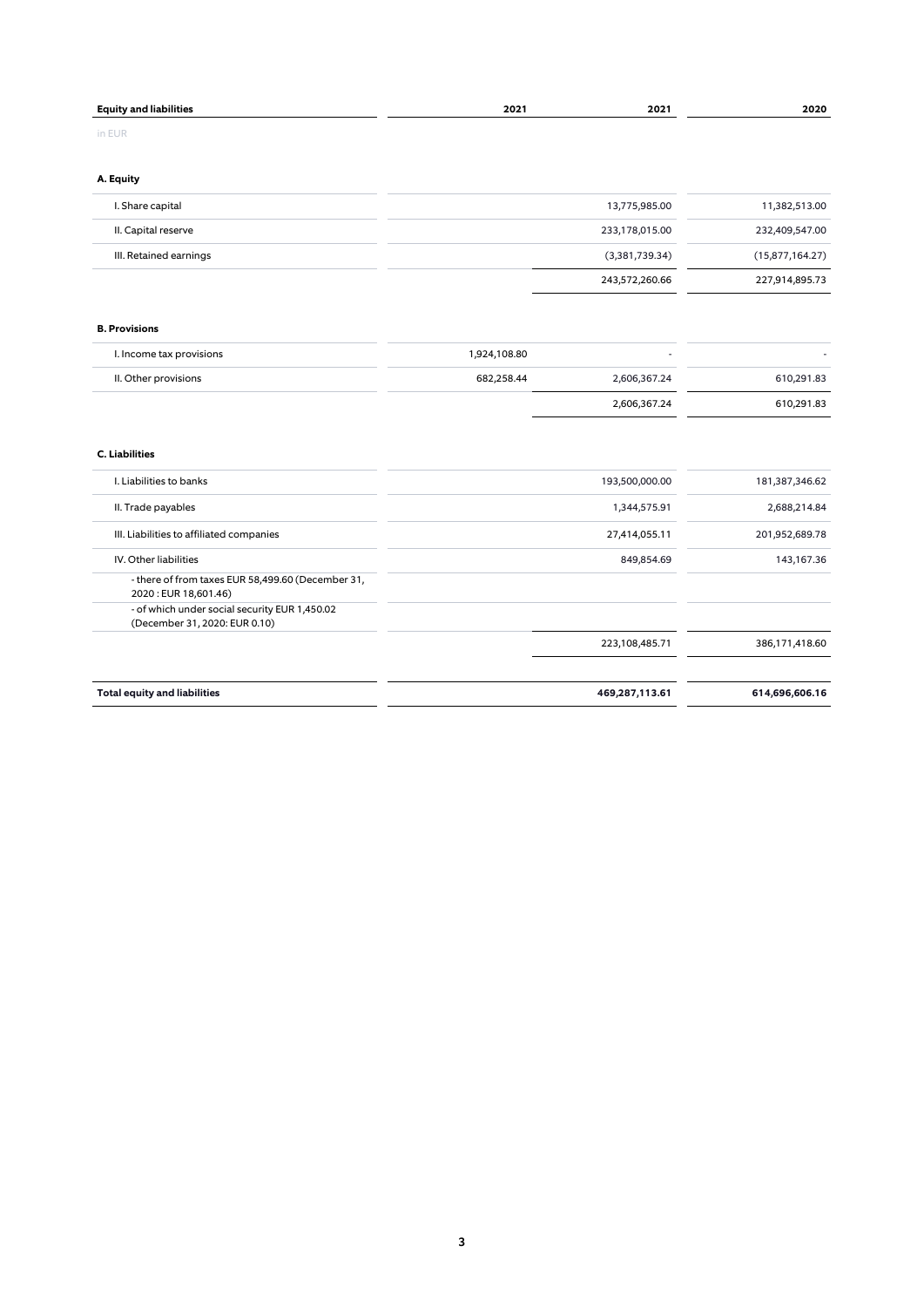| Equity and liabilities | 2021 | 2021 | 2020 |
|---|---|---|---|
| in EUR | | | |
| **A. Equity** | | | |
| I. Share capital | | 13,775,985.00 | 11,382,513.00 |
| II. Capital reserve | | 233,178,015.00 | 232,409,547.00 |
| III. Retained earnings | | (3,381,739.34) | (15,877,164.27) |
| | | 243,572,260.66 | 227,914,895.73 |
| **B. Provisions** | | | |
| I. Income tax provisions | 1,924,108.80 | - | - |
| II. Other provisions | 682,258.44 | 2,606,367.24 | 610,291.83 |
| | | 2,606,367.24 | 610,291.83 |
| **C. Liabilities** | | | |
| I. Liabilities to banks | | 193,500,000.00 | 181,387,346.62 |
| II. Trade payables | | 1,344,575.91 | 2,688,214.84 |
| III. Liabilities to affiliated companies | | 27,414,055.11 | 201,952,689.78 |
| IV. Other liabilities | | 849,854.69 | 143,167.36 |
| - there of from taxes EUR 58,499.60 (December 31, 2020 : EUR 18,601.46) | | | |
| - of which under social security EUR 1,450.02 (December 31, 2020: EUR 0.10) | | | |
| | | 223,108,485.71 | 386,171,418.60 |
| **Total equity and liabilities** | | **469,287,113.61** | **614,696,606.16** |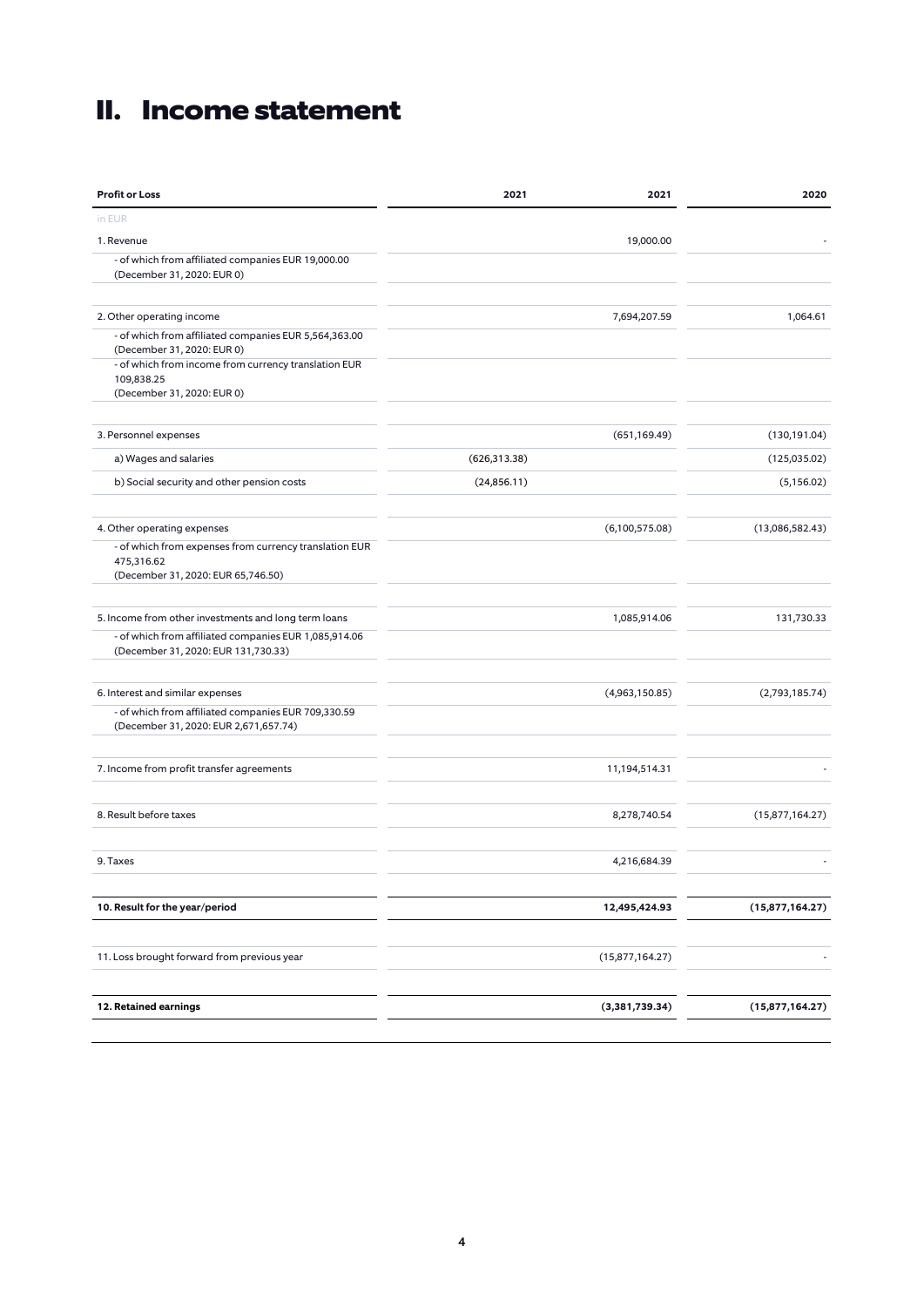# II. Income statement

| Profit or Loss | 2021 | 2021 | 2020 |
|---|---|---|---|
| in EUR | | | |
| 1. Revenue | | 19,000.00 | - |
| - of which from affiliated companies EUR 19,000.00 (December 31, 2020: EUR 0) | | | |
| 2. Other operating income | | 7,694,207.59 | 1,064.61 |
| - of which from affiliated companies EUR 5,564,363.00 (December 31, 2020: EUR 0) | | | |
| - of which from income from currency translation EUR 109,838.25 (December 31, 2020: EUR 0) | | | |
| 3. Personnel expenses | | (651,169.49) | (130,191.04) |
| a) Wages and salaries | (626,313.38) | | (125,035.02) |
| b) Social security and other pension costs | (24,856.11) | | (5,156.02) |
| 4. Other operating expenses | | (6,100,575.08) | (13,086,582.43) |
| - of which from expenses from currency translation EUR 475,316.62 (December 31, 2020: EUR 65,746.50) | | | |
| 5. Income from other investments and long term loans | | 1,085,914.06 | 131,730.33 |
| - of which from affiliated companies EUR 1,085,914.06 (December 31, 2020: EUR 131,730.33) | | | |
| 6. Interest and similar expenses | | (4,963,150.85) | (2,793,185.74) |
| - of which from affiliated companies EUR 709,330.59 (December 31, 2020: EUR 2,671,657.74) | | | |
| 7. Income from profit transfer agreements | | 11,194,514.31 | - |
| 8. Result before taxes | | 8,278,740.54 | (15,877,164.27) |
| 9. Taxes | | 4,216,684.39 | - |
| **10. Result for the year/period** | | **12,495,424.93** | **(15,877,164.27)** |
| 11. Loss brought forward from previous year | | (15,877,164.27) | - |
| **12. Retained earnings** | | **(3,381,739.34)** | **(15,877,164.27)** |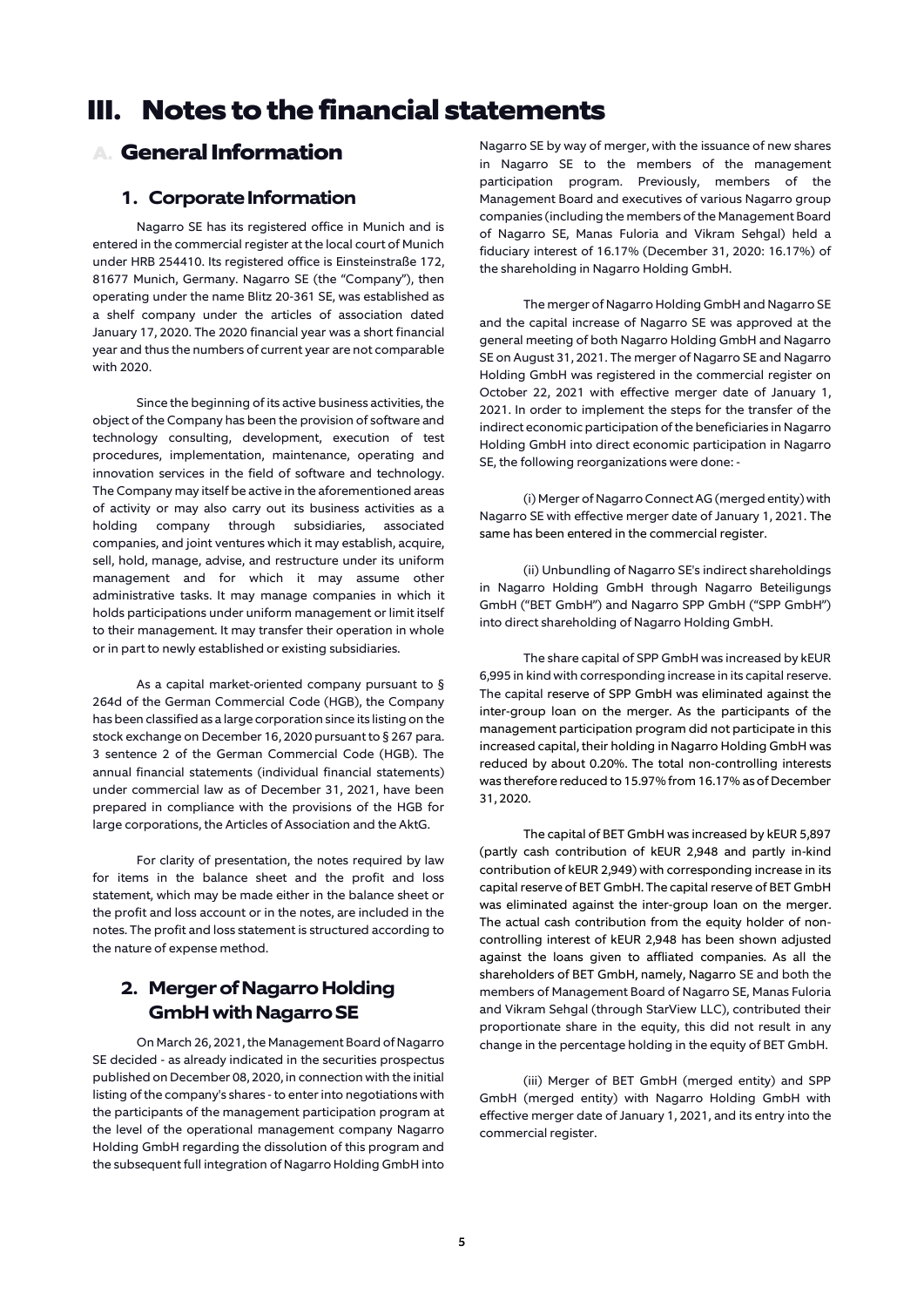# III. Notes to the financial statements

## A. General Information

### 1. Corporate Information

Nagarro SE has its registered office in Munich and is entered in the commercial register at the local court of Munich under HRB 254410. Its registered office is Einsteinstraße 172, 81677 Munich, Germany. Nagarro SE (the "Company"), then operating under the name Blitz 20-361 SE, was established as a shelf company under the articles of association dated January 17, 2020. The 2020 financial year was a short financial year and thus the numbers of current year are not comparable with 2020.

Since the beginning of its active business activities, the object of the Company has been the provision of software and technology consulting, development, execution of test procedures, implementation, maintenance, operating and innovation services in the field of software and technology. The Company may itself be active in the aforementioned areas of activity or may also carry out its business activities as a holding company through subsidiaries, associated companies, and joint ventures which it may establish, acquire, sell, hold, manage, advise, and restructure under its uniform management and for which it may assume other administrative tasks. It may manage companies in which it holds participations under uniform management or limit itself to their management. It may transfer their operation in whole or in part to newly established or existing subsidiaries.

As a capital market-oriented company pursuant to § 264d of the German Commercial Code (HGB), the Company has been classified as a large corporation since its listing on the stock exchange on December 16, 2020 pursuant to § 267 para. 3 sentence 2 of the German Commercial Code (HGB). The annual financial statements (individual financial statements) under commercial law as of December 31, 2021, have been prepared in compliance with the provisions of the HGB for large corporations, the Articles of Association and the AktG.

For clarity of presentation, the notes required by law for items in the balance sheet and the profit and loss statement, which may be made either in the balance sheet or the profit and loss account or in the notes, are included in the notes. The profit and loss statement is structured according to the nature of expense method.

### 2. Merger of Nagarro Holding GmbH with Nagarro SE

On March 26, 2021, the Management Board of Nagarro SE decided - as already indicated in the securities prospectus published on December 08, 2020, in connection with the initial listing of the company's shares - to enter into negotiations with the participants of the management participation program at the level of the operational management company Nagarro Holding GmbH regarding the dissolution of this program and the subsequent full integration of Nagarro Holding GmbH into Nagarro SE by way of merger, with the issuance of new shares in Nagarro SE to the members of the management participation program. Previously, members of the Management Board and executives of various Nagarro group companies (including the members of the Management Board of Nagarro SE, Manas Fuloria and Vikram Sehgal) held a fiduciary interest of 16.17% (December 31, 2020: 16.17%) of the shareholding in Nagarro Holding GmbH.

The merger of Nagarro Holding GmbH and Nagarro SE and the capital increase of Nagarro SE was approved at the general meeting of both Nagarro Holding GmbH and Nagarro SE on August 31, 2021. The merger of Nagarro SE and Nagarro Holding GmbH was registered in the commercial register on October 22, 2021 with effective merger date of January 1, 2021. In order to implement the steps for the transfer of the indirect economic participation of the beneficiaries in Nagarro Holding GmbH into direct economic participation in Nagarro SE, the following reorganizations were done: -

(i) Merger of Nagarro Connect AG (merged entity) with Nagarro SE with effective merger date of January 1, 2021. The same has been entered in the commercial register.

(ii) Unbundling of Nagarro SE's indirect shareholdings in Nagarro Holding GmbH through Nagarro Beteiligungs GmbH ("BET GmbH") and Nagarro SPP GmbH ("SPP GmbH") into direct shareholding of Nagarro Holding GmbH.

The share capital of SPP GmbH was increased by kEUR 6,995 in kind with corresponding increase in its capital reserve. The capital reserve of SPP GmbH was eliminated against the inter-group loan on the merger. As the participants of the management participation program did not participate in this increased capital, their holding in Nagarro Holding GmbH was reduced by about 0.20%. The total non-controlling interests was therefore reduced to 15.97% from 16.17% as of December 31, 2020.

The capital of BET GmbH was increased by kEUR 5,897 (partly cash contribution of kEUR 2,948 and partly in-kind contribution of kEUR 2,949) with corresponding increase in its capital reserve of BET GmbH. The capital reserve of BET GmbH was eliminated against the inter-group loan on the merger. The actual cash contribution from the equity holder of non-controlling interest of kEUR 2,948 has been shown adjusted against the loans given to affliated companies. As all the shareholders of BET GmbH, namely, Nagarro SE and both the members of Management Board of Nagarro SE, Manas Fuloria and Vikram Sehgal (through StarView LLC), contributed their proportionate share in the equity, this did not result in any change in the percentage holding in the equity of BET GmbH.

(iii) Merger of BET GmbH (merged entity) and SPP GmbH (merged entity) with Nagarro Holding GmbH with effective merger date of January 1, 2021, and its entry into the commercial register.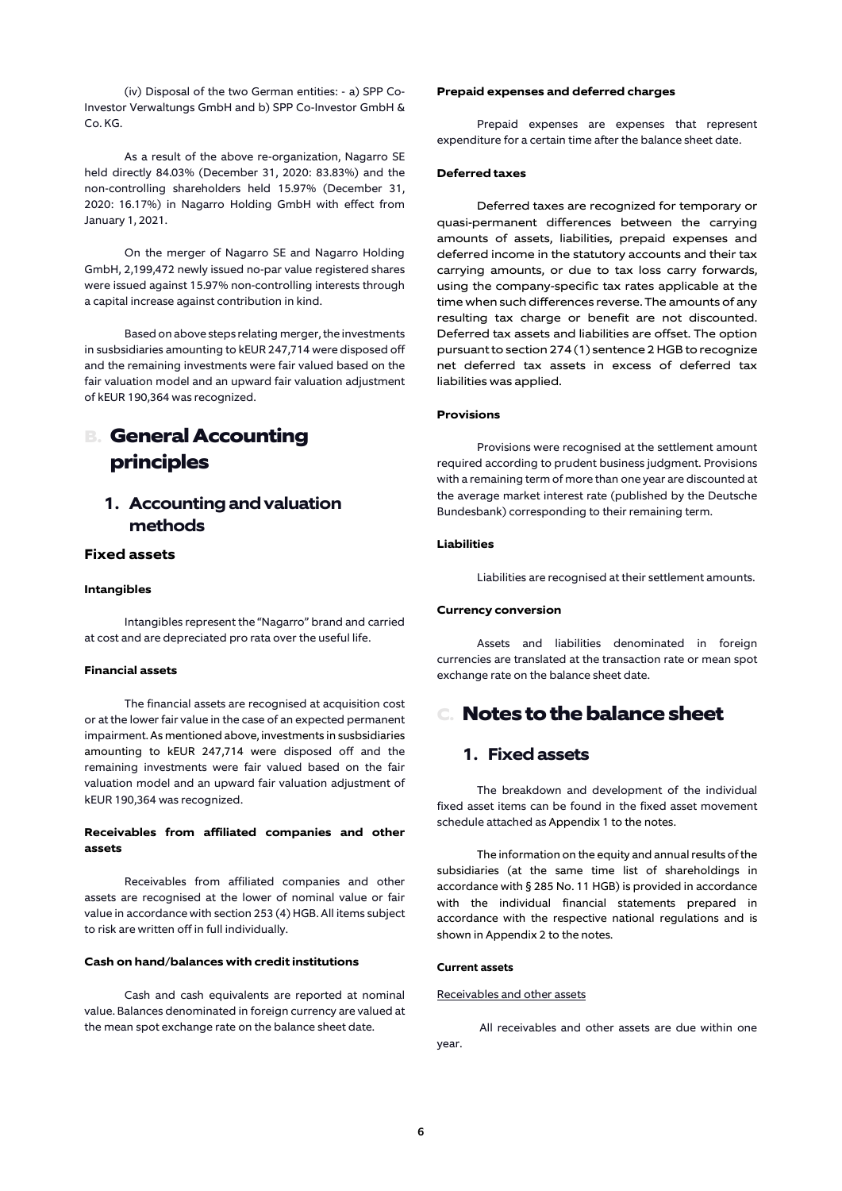(iv) Disposal of the two German entities: - a) SPP Co-Investor Verwaltungs GmbH and b) SPP Co-Investor GmbH & Co. KG.

As a result of the above re-organization, Nagarro SE held directly 84.03% (December 31, 2020: 83.83%) and the non-controlling shareholders held 15.97% (December 31, 2020: 16.17%) in Nagarro Holding GmbH with effect from January 1, 2021.

On the merger of Nagarro SE and Nagarro Holding GmbH, 2,199,472 newly issued no-par value registered shares were issued against 15.97% non-controlling interests through a capital increase against contribution in kind.

Based on above steps relating merger, the investments in susbsidiaries amounting to kEUR 247,714 were disposed off and the remaining investments were fair valued based on the fair valuation model and an upward fair valuation adjustment of kEUR 190,364 was recognized.

# B. General Accounting principles

## 1. Accounting and valuation methods

### Fixed assets

#### Intangibles

Intangibles represent the "Nagarro" brand and carried at cost and are depreciated pro rata over the useful life.

#### Financial assets

The financial assets are recognised at acquisition cost or at the lower fair value in the case of an expected permanent impairment. As mentioned above, investments in susbsidiaries amounting to kEUR 247,714 were disposed off and the remaining investments were fair valued based on the fair valuation model and an upward fair valuation adjustment of kEUR 190,364 was recognized.

#### Receivables from affiliated companies and other assets

Receivables from affiliated companies and other assets are recognised at the lower of nominal value or fair value in accordance with section 253 (4) HGB. All items subject to risk are written off in full individually.

#### Cash on hand/balances with credit institutions

Cash and cash equivalents are reported at nominal value. Balances denominated in foreign currency are valued at the mean spot exchange rate on the balance sheet date.

#### Prepaid expenses and deferred charges

Prepaid expenses are expenses that represent expenditure for a certain time after the balance sheet date.

#### Deferred taxes

Deferred taxes are recognized for temporary or quasi-permanent differences between the carrying amounts of assets, liabilities, prepaid expenses and deferred income in the statutory accounts and their tax carrying amounts, or due to tax loss carry forwards, using the company-specific tax rates applicable at the time when such differences reverse. The amounts of any resulting tax charge or benefit are not discounted. Deferred tax assets and liabilities are offset. The option pursuant to section 274 (1) sentence 2 HGB to recognize net deferred tax assets in excess of deferred tax liabilities was applied.

#### Provisions

Provisions were recognised at the settlement amount required according to prudent business judgment. Provisions with a remaining term of more than one year are discounted at the average market interest rate (published by the Deutsche Bundesbank) corresponding to their remaining term.

#### Liabilities

Liabilities are recognised at their settlement amounts.

#### Currency conversion

Assets and liabilities denominated in foreign currencies are translated at the transaction rate or mean spot exchange rate on the balance sheet date.

# C. Notes to the balance sheet

## 1. Fixed assets

The breakdown and development of the individual fixed asset items can be found in the fixed asset movement schedule attached as Appendix 1 to the notes.

The information on the equity and annual results of the subsidiaries (at the same time list of shareholdings in accordance with § 285 No. 11 HGB) is provided in accordance with the individual financial statements prepared in accordance with the respective national regulations and is shown in Appendix 2 to the notes.

#### Current assets

Receivables and other assets

All receivables and other assets are due within one year.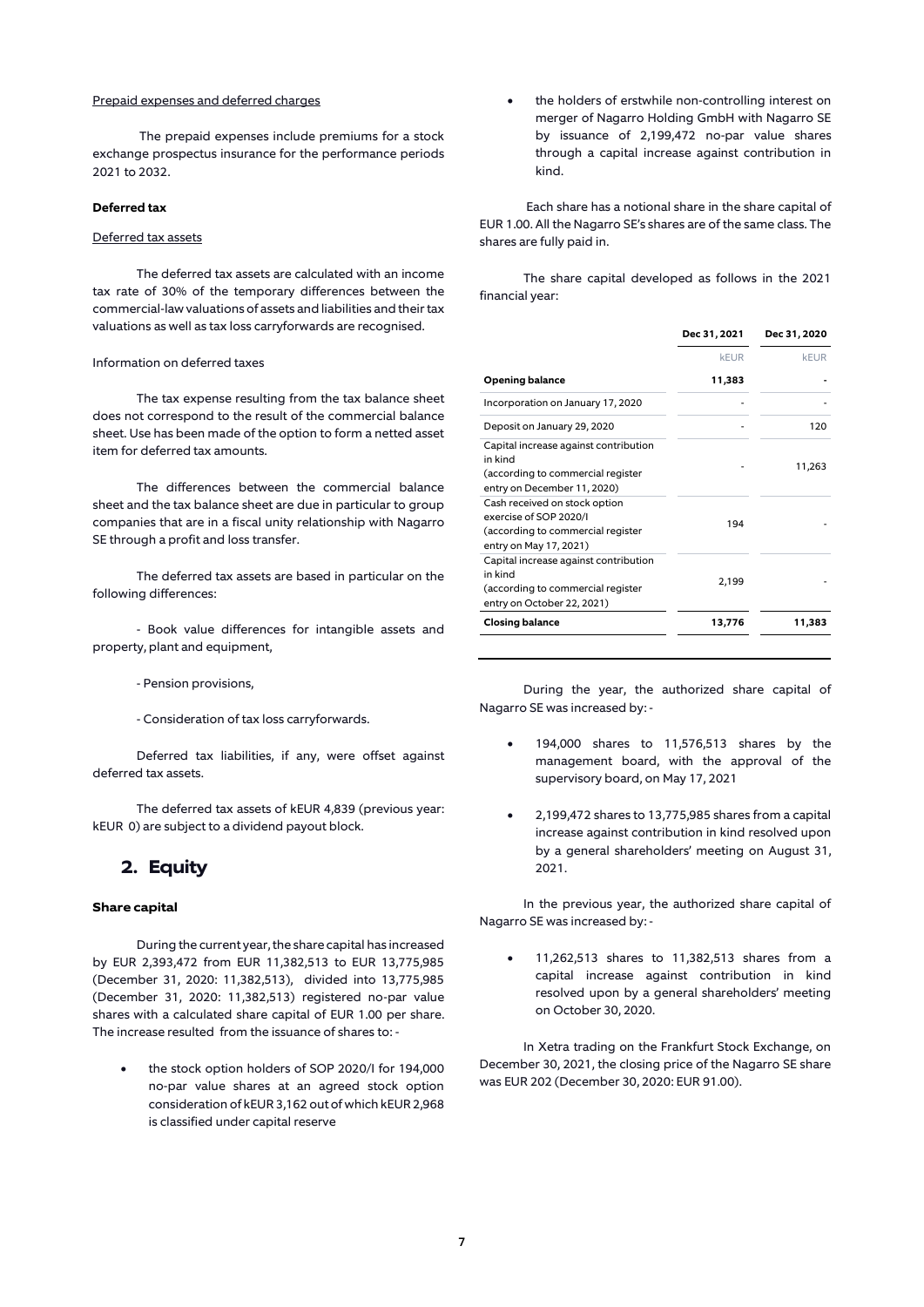Prepaid expenses and deferred charges

The prepaid expenses include premiums for a stock exchange prospectus insurance for the performance periods 2021 to 2032.

**Deferred tax**

Deferred tax assets

The deferred tax assets are calculated with an income tax rate of 30% of the temporary differences between the commercial-law valuations of assets and liabilities and their tax valuations as well as tax loss carryforwards are recognised.

Information on deferred taxes

The tax expense resulting from the tax balance sheet does not correspond to the result of the commercial balance sheet. Use has been made of the option to form a netted asset item for deferred tax amounts.

The differences between the commercial balance sheet and the tax balance sheet are due in particular to group companies that are in a fiscal unity relationship with Nagarro SE through a profit and loss transfer.

The deferred tax assets are based in particular on the following differences:

- Book value differences for intangible assets and property, plant and equipment,

- Pension provisions,

- Consideration of tax loss carryforwards.

Deferred tax liabilities, if any, were offset against deferred tax assets.

The deferred tax assets of kEUR 4,839 (previous year: kEUR 0) are subject to a dividend payout block.

## 2. Equity

**Share capital**

During the current year, the share capital has increased by EUR 2,393,472 from EUR 11,382,513 to EUR 13,775,985 (December 31, 2020: 11,382,513), divided into 13,775,985 (December 31, 2020: 11,382,513) registered no-par value shares with a calculated share capital of EUR 1.00 per share. The increase resulted from the issuance of shares to: -

- the stock option holders of SOP 2020/I for 194,000 no-par value shares at an agreed stock option consideration of kEUR 3,162 out of which kEUR 2,968 is classified under capital reserve
- the holders of erstwhile non-controlling interest on merger of Nagarro Holding GmbH with Nagarro SE by issuance of 2,199,472 no-par value shares through a capital increase against contribution in kind.

Each share has a notional share in the share capital of EUR 1.00. All the Nagarro SE's shares are of the same class. The shares are fully paid in.

The share capital developed as follows in the 2021 financial year:

| | Dec 31, 2021 | Dec 31, 2020 |
|---|---|---|
| | kEUR | kEUR |
| **Opening balance** | **11,383** | - |
| Incorporation on January 17, 2020 | - | - |
| Deposit on January 29, 2020 | - | 120 |
| Capital increase against contribution in kind (according to commercial register entry on December 11, 2020) | - | 11,263 |
| Cash received on stock option exercise of SOP 2020/I (according to commercial register entry on May 17, 2021) | 194 | - |
| Capital increase against contribution in kind (according to commercial register entry on October 22, 2021) | 2,199 | - |
| **Closing balance** | **13,776** | **11,383** |

During the year, the authorized share capital of Nagarro SE was increased by: -

- 194,000 shares to 11,576,513 shares by the management board, with the approval of the supervisory board, on May 17, 2021
- 2,199,472 shares to 13,775,985 shares from a capital increase against contribution in kind resolved upon by a general shareholders' meeting on August 31, 2021.

In the previous year, the authorized share capital of Nagarro SE was increased by: -

- 11,262,513 shares to 11,382,513 shares from a capital increase against contribution in kind resolved upon by a general shareholders' meeting on October 30, 2020.

In Xetra trading on the Frankfurt Stock Exchange, on December 30, 2021, the closing price of the Nagarro SE share was EUR 202 (December 30, 2020: EUR 91.00).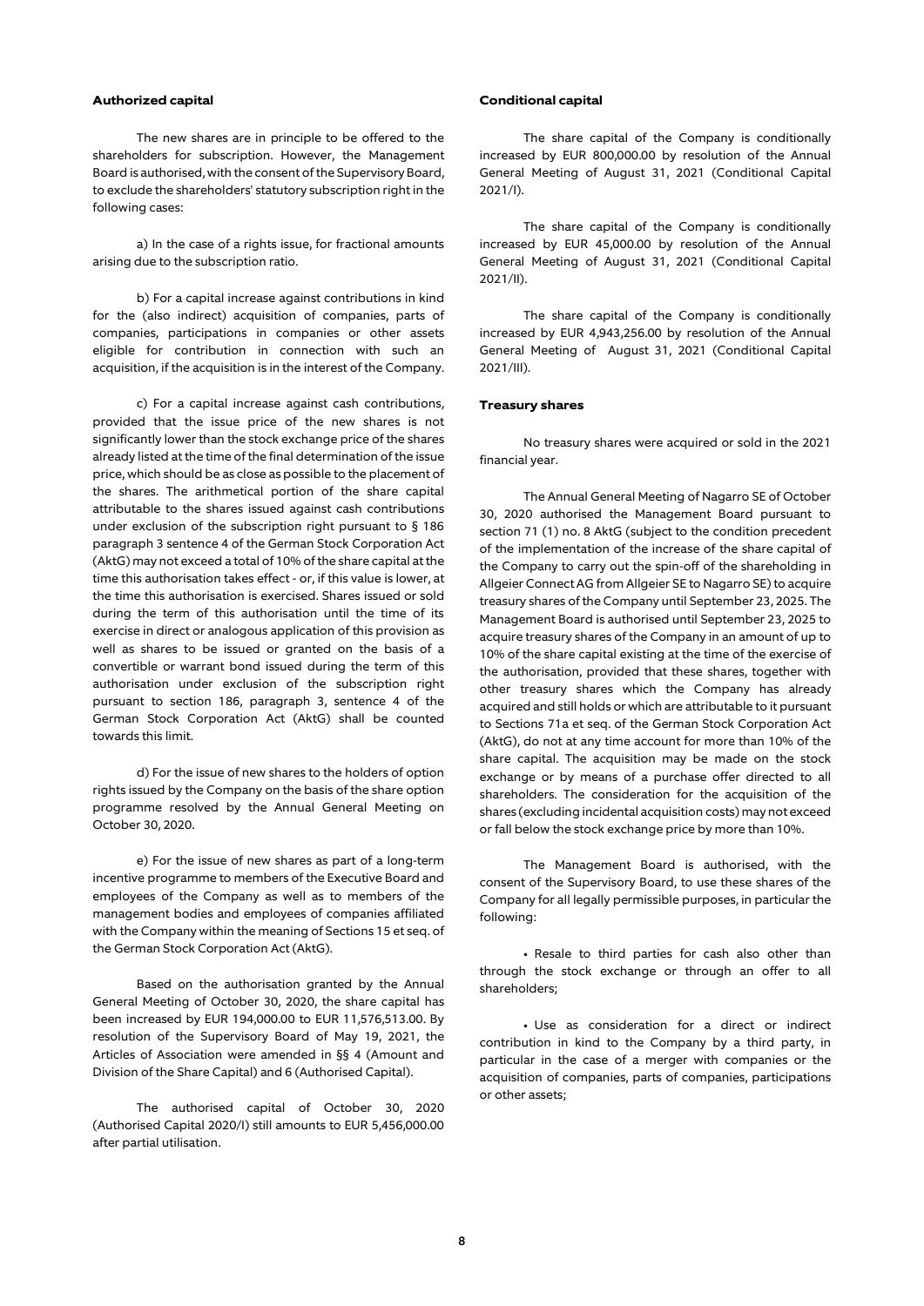### Authorized capital

The new shares are in principle to be offered to the shareholders for subscription. However, the Management Board is authorised, with the consent of the Supervisory Board, to exclude the shareholders' statutory subscription right in the following cases:

a) In the case of a rights issue, for fractional amounts arising due to the subscription ratio.

b) For a capital increase against contributions in kind for the (also indirect) acquisition of companies, parts of companies, participations in companies or other assets eligible for contribution in connection with such an acquisition, if the acquisition is in the interest of the Company.

c) For a capital increase against cash contributions, provided that the issue price of the new shares is not significantly lower than the stock exchange price of the shares already listed at the time of the final determination of the issue price, which should be as close as possible to the placement of the shares. The arithmetical portion of the share capital attributable to the shares issued against cash contributions under exclusion of the subscription right pursuant to § 186 paragraph 3 sentence 4 of the German Stock Corporation Act (AktG) may not exceed a total of 10% of the share capital at the time this authorisation takes effect - or, if this value is lower, at the time this authorisation is exercised. Shares issued or sold during the term of this authorisation until the time of its exercise in direct or analogous application of this provision as well as shares to be issued or granted on the basis of a convertible or warrant bond issued during the term of this authorisation under exclusion of the subscription right pursuant to section 186, paragraph 3, sentence 4 of the German Stock Corporation Act (AktG) shall be counted towards this limit.

d) For the issue of new shares to the holders of option rights issued by the Company on the basis of the share option programme resolved by the Annual General Meeting on October 30, 2020.

e) For the issue of new shares as part of a long-term incentive programme to members of the Executive Board and employees of the Company as well as to members of the management bodies and employees of companies affiliated with the Company within the meaning of Sections 15 et seq. of the German Stock Corporation Act (AktG).

Based on the authorisation granted by the Annual General Meeting of October 30, 2020, the share capital has been increased by EUR 194,000.00 to EUR 11,576,513.00. By resolution of the Supervisory Board of May 19, 2021, the Articles of Association were amended in §§ 4 (Amount and Division of the Share Capital) and 6 (Authorised Capital).

The authorised capital of October 30, 2020 (Authorised Capital 2020/I) still amounts to EUR 5,456,000.00 after partial utilisation.

### Conditional capital

The share capital of the Company is conditionally increased by EUR 800,000.00 by resolution of the Annual General Meeting of August 31, 2021 (Conditional Capital 2021/I).

The share capital of the Company is conditionally increased by EUR 45,000.00 by resolution of the Annual General Meeting of August 31, 2021 (Conditional Capital 2021/II).

The share capital of the Company is conditionally increased by EUR 4,943,256.00 by resolution of the Annual General Meeting of August 31, 2021 (Conditional Capital 2021/III).

### Treasury shares

No treasury shares were acquired or sold in the 2021 financial year.

The Annual General Meeting of Nagarro SE of October 30, 2020 authorised the Management Board pursuant to section 71 (1) no. 8 AktG (subject to the condition precedent of the implementation of the increase of the share capital of the Company to carry out the spin-off of the shareholding in Allgeier Connect AG from Allgeier SE to Nagarro SE) to acquire treasury shares of the Company until September 23, 2025. The Management Board is authorised until September 23, 2025 to acquire treasury shares of the Company in an amount of up to 10% of the share capital existing at the time of the exercise of the authorisation, provided that these shares, together with other treasury shares which the Company has already acquired and still holds or which are attributable to it pursuant to Sections 71a et seq. of the German Stock Corporation Act (AktG), do not at any time account for more than 10% of the share capital. The acquisition may be made on the stock exchange or by means of a purchase offer directed to all shareholders. The consideration for the acquisition of the shares (excluding incidental acquisition costs) may not exceed or fall below the stock exchange price by more than 10%.

The Management Board is authorised, with the consent of the Supervisory Board, to use these shares of the Company for all legally permissible purposes, in particular the following:

- Resale to third parties for cash also other than through the stock exchange or through an offer to all shareholders;
- Use as consideration for a direct or indirect contribution in kind to the Company by a third party, in particular in the case of a merger with companies or the acquisition of companies, parts of companies, participations or other assets;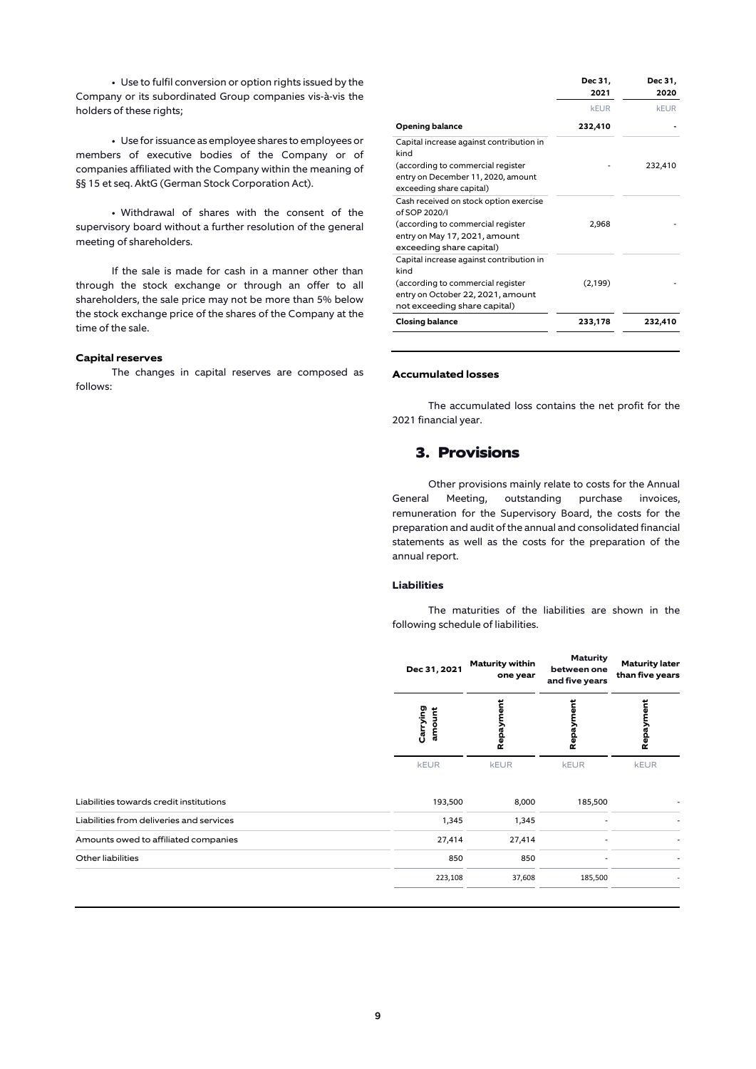• Use to fulfil conversion or option rights issued by the Company or its subordinated Group companies vis-à-vis the holders of these rights;

• Use for issuance as employee shares to employees or members of executive bodies of the Company or of companies affiliated with the Company within the meaning of §§ 15 et seq. AktG (German Stock Corporation Act).

• Withdrawal of shares with the consent of the supervisory board without a further resolution of the general meeting of shareholders.

If the sale is made for cash in a manner other than through the stock exchange or through an offer to all shareholders, the sale price may not be more than 5% below the stock exchange price of the shares of the Company at the time of the sale.

**Capital reserves**

The changes in capital reserves are composed as follows:

| | Dec 31, 2021 | Dec 31, 2020 |
|---|---|---|
| | kEUR | kEUR |
| **Opening balance** | **232,410** | - |
| Capital increase against contribution in kind (according to commercial register entry on December 11, 2020, amount exceeding share capital) | - | 232,410 |
| Cash received on stock option exercise of SOP 2020/I (according to commercial register entry on May 17, 2021, amount exceeding share capital) | 2,968 | - |
| Capital increase against contribution in kind (according to commercial register entry on October 22, 2021, amount not exceeding share capital) | (2,199) | - |
| **Closing balance** | **233,178** | **232,410** |

**Accumulated losses**

The accumulated loss contains the net profit for the 2021 financial year.

## 3. Provisions

Other provisions mainly relate to costs for the Annual General Meeting, outstanding purchase invoices, remuneration for the Supervisory Board, the costs for the preparation and audit of the annual and consolidated financial statements as well as the costs for the preparation of the annual report.

**Liabilities**

The maturities of the liabilities are shown in the following schedule of liabilities.

| | Dec 31, 2021 | Maturity within one year | Maturity between one and five years | Maturity later than five years |
|---|---|---|---|---|
| | Carrying amount | Repayment | Repayment | Repayment |
| | kEUR | kEUR | kEUR | kEUR |
| Liabilities towards credit institutions | 193,500 | 8,000 | 185,500 | - |
| Liabilities from deliveries and services | 1,345 | 1,345 | - | - |
| Amounts owed to affiliated companies | 27,414 | 27,414 | - | - |
| Other liabilities | 850 | 850 | - | - |
| | 223,108 | 37,608 | 185,500 | - |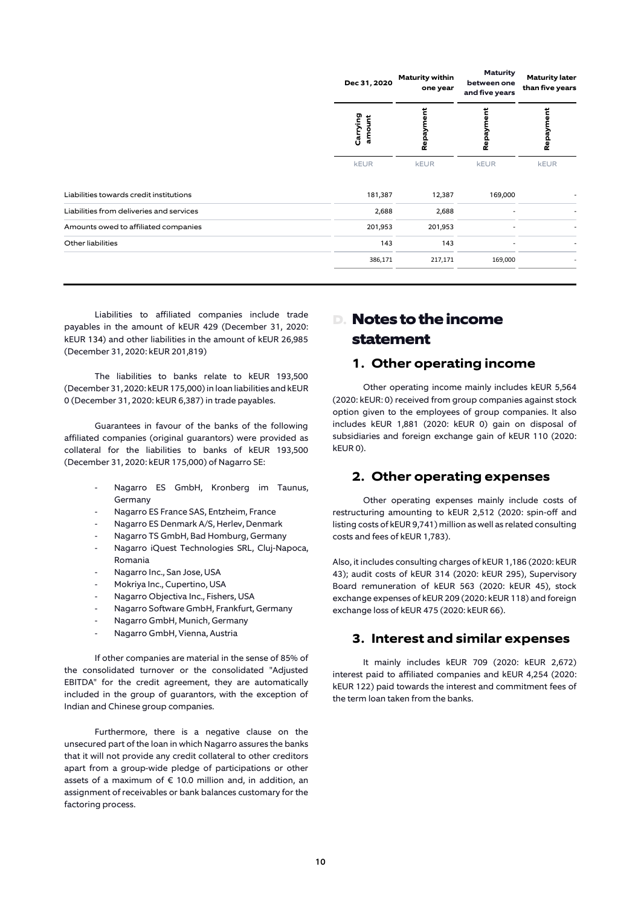| | Dec 31, 2020 | Maturity within one year | Maturity between one and five years | Maturity later than five years |
|---|---|---|---|---|
| | Carrying amount | Repayment | Repayment | Repayment |
| | kEUR | kEUR | kEUR | kEUR |
| Liabilities towards credit institutions | 181,387 | 12,387 | 169,000 | - |
| Liabilities from deliveries and services | 2,688 | 2,688 | - | - |
| Amounts owed to affiliated companies | 201,953 | 201,953 | - | - |
| Other liabilities | 143 | 143 | - | - |
| | 386,171 | 217,171 | 169,000 | - |

Liabilities to affiliated companies include trade payables in the amount of kEUR 429 (December 31, 2020: kEUR 134) and other liabilities in the amount of kEUR 26,985 (December 31, 2020: kEUR 201,819)

The liabilities to banks relate to kEUR 193,500 (December 31, 2020: kEUR 175,000) in loan liabilities and kEUR 0 (December 31, 2020: kEUR 6,387) in trade payables.

Guarantees in favour of the banks of the following affiliated companies (original guarantors) were provided as collateral for the liabilities to banks of kEUR 193,500 (December 31, 2020: kEUR 175,000) of Nagarro SE:

- Nagarro ES GmbH, Kronberg im Taunus, Germany
- Nagarro ES France SAS, Entzheim, France
- Nagarro ES Denmark A/S, Herlev, Denmark
- Nagarro TS GmbH, Bad Homburg, Germany
- Nagarro iQuest Technologies SRL, Cluj-Napoca, Romania
- Nagarro Inc., San Jose, USA
- Mokriya Inc., Cupertino, USA
- Nagarro Objectiva Inc., Fishers, USA
- Nagarro Software GmbH, Frankfurt, Germany
- Nagarro GmbH, Munich, Germany
- Nagarro GmbH, Vienna, Austria

If other companies are material in the sense of 85% of the consolidated turnover or the consolidated "Adjusted EBITDA" for the credit agreement, they are automatically included in the group of guarantors, with the exception of Indian and Chinese group companies.

Furthermore, there is a negative clause on the unsecured part of the loan in which Nagarro assures the banks that it will not provide any credit collateral to other creditors apart from a group-wide pledge of participations or other assets of a maximum of € 10.0 million and, in addition, an assignment of receivables or bank balances customary for the factoring process.

# D. Notes to the income statement

## 1. Other operating income

Other operating income mainly includes kEUR 5,564 (2020: kEUR: 0) received from group companies against stock option given to the employees of group companies. It also includes kEUR 1,881 (2020: kEUR 0) gain on disposal of subsidiaries and foreign exchange gain of kEUR 110 (2020: kEUR 0).

## 2. Other operating expenses

Other operating expenses mainly include costs of restructuring amounting to kEUR 2,512 (2020: spin-off and listing costs of kEUR 9,741) million as well as related consulting costs and fees of kEUR 1,783).

Also, it includes consulting charges of kEUR 1,186 (2020: kEUR 43); audit costs of kEUR 314 (2020: kEUR 295), Supervisory Board remuneration of kEUR 563 (2020: kEUR 45), stock exchange expenses of kEUR 209 (2020: kEUR 118) and foreign exchange loss of kEUR 475 (2020: kEUR 66).

## 3. Interest and similar expenses

It mainly includes kEUR 709 (2020: kEUR 2,672) interest paid to affiliated companies and kEUR 4,254 (2020: kEUR 122) paid towards the interest and commitment fees of the term loan taken from the banks.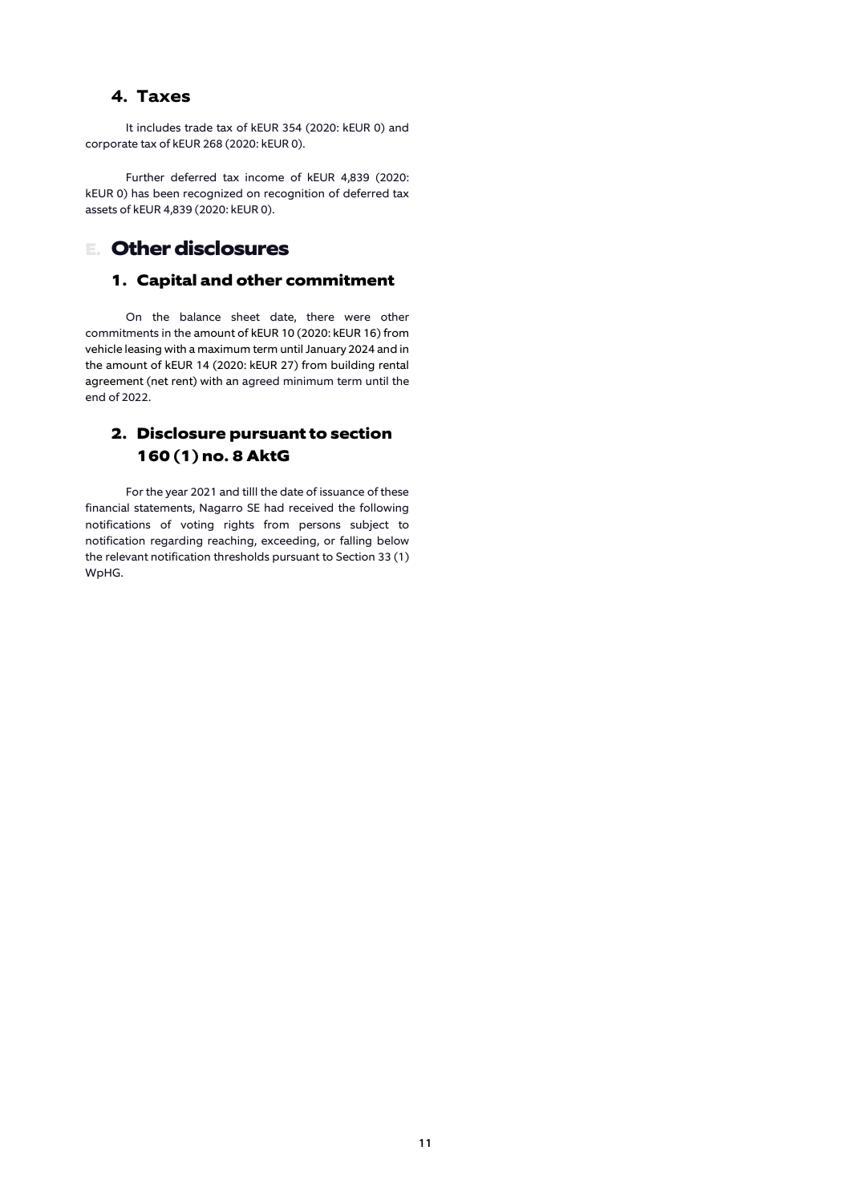### 4. Taxes

It includes trade tax of kEUR 354 (2020: kEUR 0) and corporate tax of kEUR 268 (2020: kEUR 0).

Further deferred tax income of kEUR 4,839 (2020: kEUR 0) has been recognized on recognition of deferred tax assets of kEUR 4,839 (2020: kEUR 0).

## E. Other disclosures

### 1. Capital and other commitment

On the balance sheet date, there were other commitments in the amount of kEUR 10 (2020: kEUR 16) from vehicle leasing with a maximum term until January 2024 and in the amount of kEUR 14 (2020: kEUR 27) from building rental agreement (net rent) with an agreed minimum term until the end of 2022.

### 2. Disclosure pursuant to section 160 (1) no. 8 AktG

For the year 2021 and tilll the date of issuance of these financial statements, Nagarro SE had received the following notifications of voting rights from persons subject to notification regarding reaching, exceeding, or falling below the relevant notification thresholds pursuant to Section 33 (1) WpHG.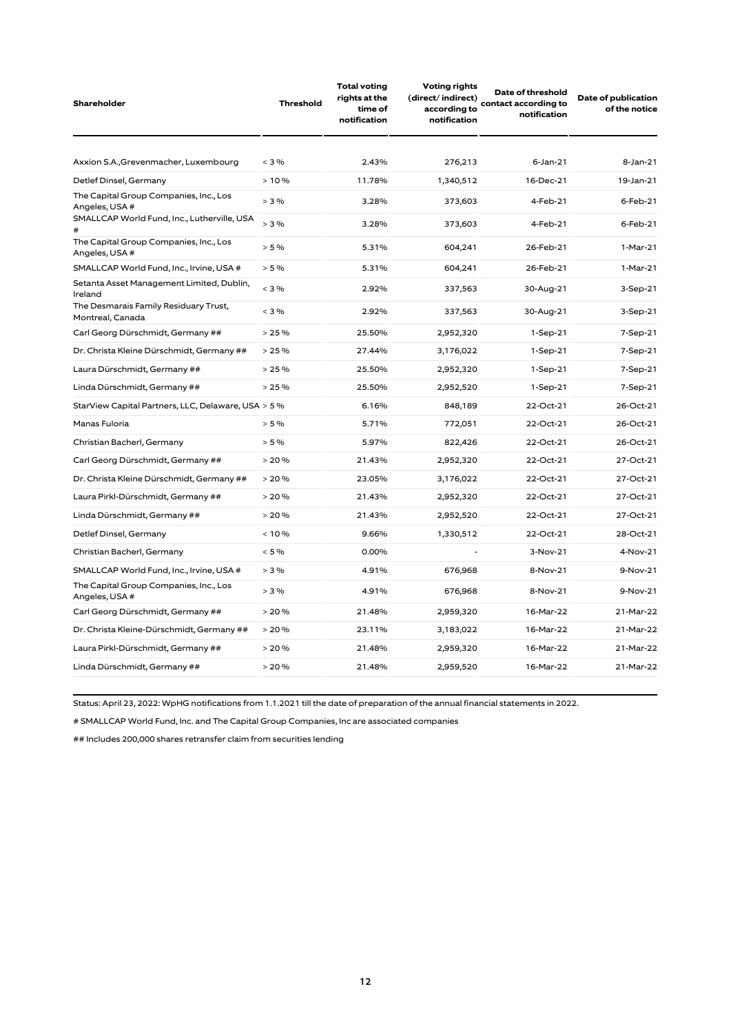| Shareholder | Threshold | Total voting rights at the time of notification | Voting rights (direct/ indirect) according to notification | Date of threshold contact according to notification | Date of publication of the notice |
|---|---|---|---|---|---|
| Axxion S.A.,Grevenmacher, Luxembourg | < 3 % | 2.43% | 276,213 | 6-Jan-21 | 8-Jan-21 |
| Detlef Dinsel, Germany | > 10 % | 11.78% | 1,340,512 | 16-Dec-21 | 19-Jan-21 |
| The Capital Group Companies, Inc., Los Angeles, USA # | > 3 % | 3.28% | 373,603 | 4-Feb-21 | 6-Feb-21 |
| SMALLCAP World Fund, Inc., Lutherville, USA # | > 3 % | 3.28% | 373,603 | 4-Feb-21 | 6-Feb-21 |
| The Capital Group Companies, Inc., Los Angeles, USA # | > 5 % | 5.31% | 604,241 | 26-Feb-21 | 1-Mar-21 |
| SMALLCAP World Fund, Inc., Irvine, USA # | > 5 % | 5.31% | 604,241 | 26-Feb-21 | 1-Mar-21 |
| Setanta Asset Management Limited, Dublin, Ireland | < 3 % | 2.92% | 337,563 | 30-Aug-21 | 3-Sep-21 |
| The Desmarais Family Residuary Trust, Montreal, Canada | < 3 % | 2.92% | 337,563 | 30-Aug-21 | 3-Sep-21 |
| Carl Georg Dürschmidt, Germany ## | > 25 % | 25.50% | 2,952,320 | 1-Sep-21 | 7-Sep-21 |
| Dr. Christa Kleine Dürschmidt, Germany ## | > 25 % | 27.44% | 3,176,022 | 1-Sep-21 | 7-Sep-21 |
| Laura Dürschmidt, Germany ## | > 25 % | 25.50% | 2,952,320 | 1-Sep-21 | 7-Sep-21 |
| Linda Dürschmidt, Germany ## | > 25 % | 25.50% | 2,952,520 | 1-Sep-21 | 7-Sep-21 |
| StarView Capital Partners, LLC, Delaware, USA | > 5 % | 6.16% | 848,189 | 22-Oct-21 | 26-Oct-21 |
| Manas Fuloria | > 5 % | 5.71% | 772,051 | 22-Oct-21 | 26-Oct-21 |
| Christian Bacherl, Germany | > 5 % | 5.97% | 822,426 | 22-Oct-21 | 26-Oct-21 |
| Carl Georg Dürschmidt, Germany ## | > 20 % | 21.43% | 2,952,320 | 22-Oct-21 | 27-Oct-21 |
| Dr. Christa Kleine Dürschmidt, Germany ## | > 20 % | 23.05% | 3,176,022 | 22-Oct-21 | 27-Oct-21 |
| Laura Pirkl-Dürschmidt, Germany ## | > 20 % | 21.43% | 2,952,320 | 22-Oct-21 | 27-Oct-21 |
| Linda Dürschmidt, Germany ## | > 20 % | 21.43% | 2,952,520 | 22-Oct-21 | 27-Oct-21 |
| Detlef Dinsel, Germany | < 10 % | 9.66% | 1,330,512 | 22-Oct-21 | 28-Oct-21 |
| Christian Bacherl, Germany | < 5 % | 0.00% | - | 3-Nov-21 | 4-Nov-21 |
| SMALLCAP World Fund, Inc., Irvine, USA # | > 3 % | 4.91% | 676,968 | 8-Nov-21 | 9-Nov-21 |
| The Capital Group Companies, Inc., Los Angeles, USA # | > 3 % | 4.91% | 676,968 | 8-Nov-21 | 9-Nov-21 |
| Carl Georg Dürschmidt, Germany ## | > 20 % | 21.48% | 2,959,320 | 16-Mar-22 | 21-Mar-22 |
| Dr. Christa Kleine-Dürschmidt, Germany ## | > 20 % | 23.11% | 3,183,022 | 16-Mar-22 | 21-Mar-22 |
| Laura Pirkl-Dürschmidt, Germany ## | > 20 % | 21.48% | 2,959,320 | 16-Mar-22 | 21-Mar-22 |
| Linda Dürschmidt, Germany ## | > 20 % | 21.48% | 2,959,520 | 16-Mar-22 | 21-Mar-22 |

Status: April 23, 2022: WpHG notifications from 1.1.2021 till the date of preparation of the annual financial statements in 2022.

# SMALLCAP World Fund, Inc. and The Capital Group Companies, Inc are associated companies

## Includes 200,000 shares retransfer claim from securities lending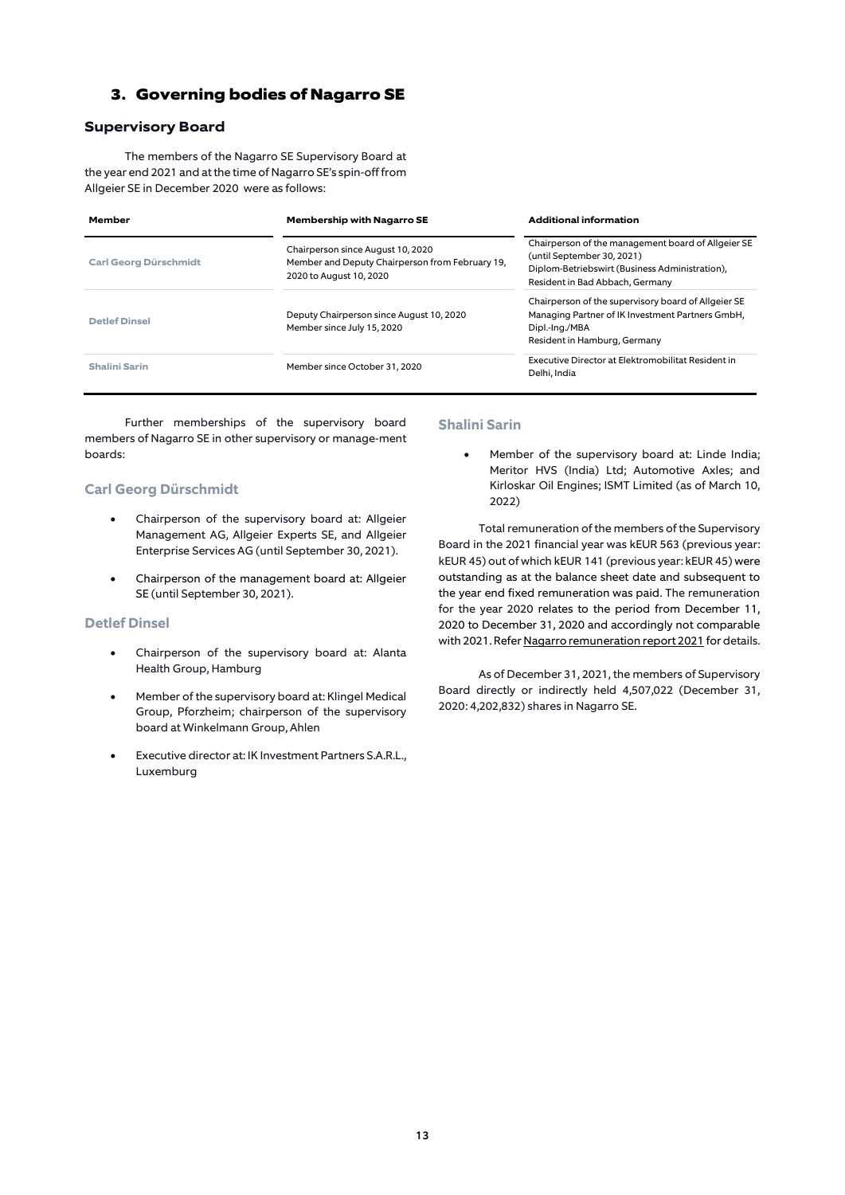## 3. Governing bodies of Nagarro SE

### Supervisory Board

The members of the Nagarro SE Supervisory Board at the year end 2021 and at the time of Nagarro SE's spin-off from Allgeier SE in December 2020 were as follows:

| Member | Membership with Nagarro SE | Additional information |
|---|---|---|
| Carl Georg Dürschmidt | Chairperson since August 10, 2020<br>Member and Deputy Chairperson from February 19, 2020 to August 10, 2020 | Chairperson of the management board of Allgeier SE (until September 30, 2021)<br>Diplom-Betriebswirt (Business Administration),<br>Resident in Bad Abbach, Germany |
| Detlef Dinsel | Deputy Chairperson since August 10, 2020<br>Member since July 15, 2020 | Chairperson of the supervisory board of Allgeier SE<br>Managing Partner of IK Investment Partners GmbH,<br>Dipl.-Ing./MBA<br>Resident in Hamburg, Germany |
| Shalini Sarin | Member since October 31, 2020 | Executive Director at Elektromobilitat Resident in Delhi, India |

Further memberships of the supervisory board members of Nagarro SE in other supervisory or manage-ment boards:

#### Carl Georg Dürschmidt

- Chairperson of the supervisory board at: Allgeier Management AG, Allgeier Experts SE, and Allgeier Enterprise Services AG (until September 30, 2021).
- Chairperson of the management board at: Allgeier SE (until September 30, 2021).

#### Detlef Dinsel

- Chairperson of the supervisory board at: Alanta Health Group, Hamburg
- Member of the supervisory board at: Klingel Medical Group, Pforzheim; chairperson of the supervisory board at Winkelmann Group, Ahlen
- Executive director at: IK Investment Partners S.A.R.L., Luxemburg

#### Shalini Sarin

- Member of the supervisory board at: Linde India; Meritor HVS (India) Ltd; Automotive Axles; and Kirloskar Oil Engines; ISMT Limited (as of March 10, 2022)

Total remuneration of the members of the Supervisory Board in the 2021 financial year was kEUR 563 (previous year: kEUR 45) out of which kEUR 141 (previous year: kEUR 45) were outstanding as at the balance sheet date and subsequent to the year end fixed remuneration was paid. The remuneration for the year 2020 relates to the period from December 11, 2020 to December 31, 2020 and accordingly not comparable with 2021. Refer Nagarro remuneration report 2021 for details.

As of December 31, 2021, the members of Supervisory Board directly or indirectly held 4,507,022 (December 31, 2020: 4,202,832) shares in Nagarro SE.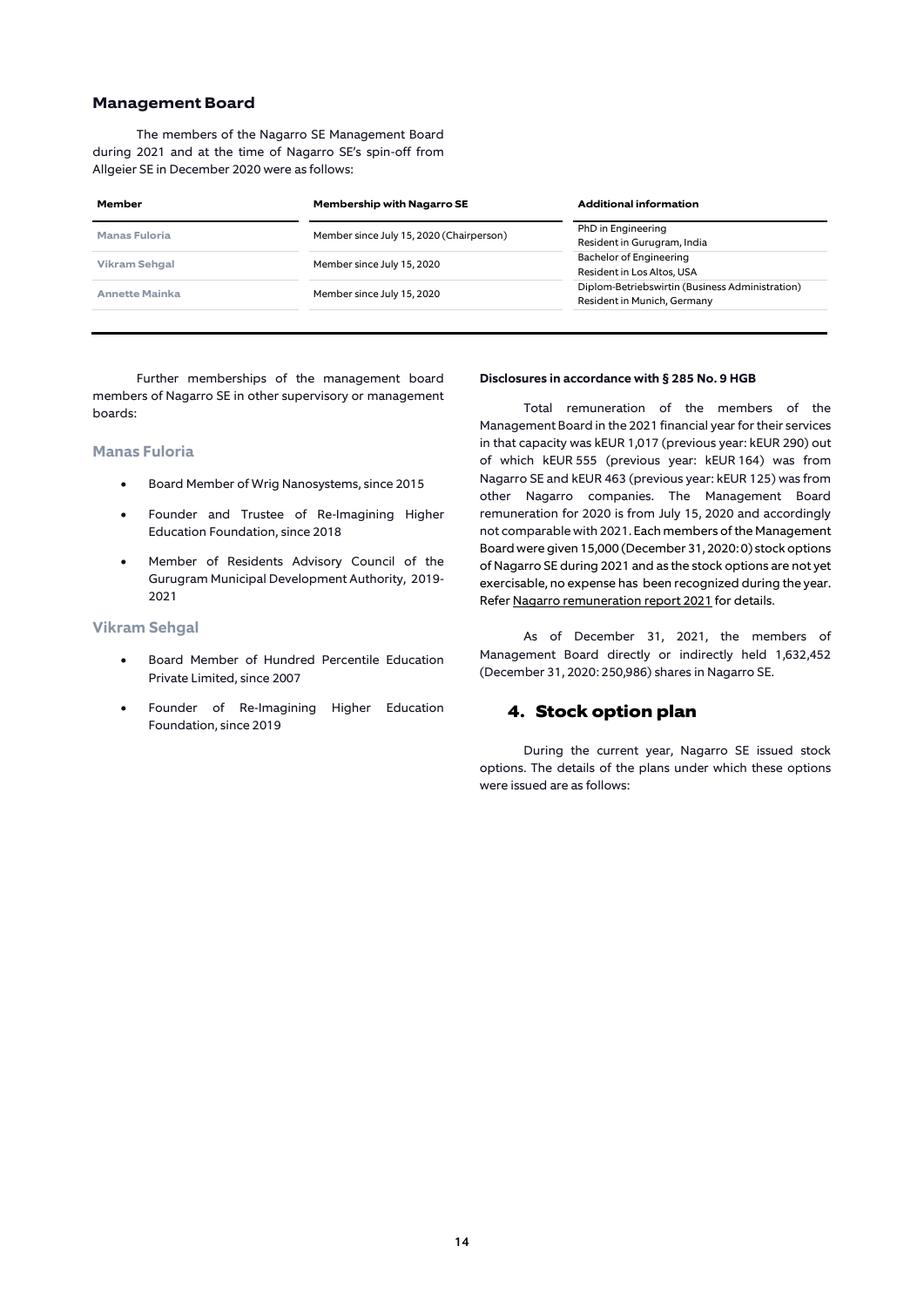## Management Board

The members of the Nagarro SE Management Board during 2021 and at the time of Nagarro SE's spin-off from Allgeier SE in December 2020 were as follows:

| Member | Membership with Nagarro SE | Additional information |
|---|---|---|
| Manas Fuloria | Member since July 15, 2020 (Chairperson) | PhD in Engineering<br>Resident in Gurugram, India |
| Vikram Sehgal | Member since July 15, 2020 | Bachelor of Engineering<br>Resident in Los Altos, USA |
| Annette Mainka | Member since July 15, 2020 | Diplom-Betriebswirtin (Business Administration)<br>Resident in Munich, Germany |

Further memberships of the management board members of Nagarro SE in other supervisory or management boards:

### Manas Fuloria

- Board Member of Wrig Nanosystems, since 2015
- Founder and Trustee of Re-Imagining Higher Education Foundation, since 2018
- Member of Residents Advisory Council of the Gurugram Municipal Development Authority, 2019-2021

### Vikram Sehgal

- Board Member of Hundred Percentile Education Private Limited, since 2007
- Founder of Re-Imagining Higher Education Foundation, since 2019

**Disclosures in accordance with § 285 No. 9 HGB**

Total remuneration of the members of the Management Board in the 2021 financial year for their services in that capacity was kEUR 1,017 (previous year: kEUR 290) out of which kEUR 555 (previous year: kEUR 164) was from Nagarro SE and kEUR 463 (previous year: kEUR 125) was from other Nagarro companies. The Management Board remuneration for 2020 is from July 15, 2020 and accordingly not comparable with 2021. Each members of the Management Board were given 15,000 (December 31, 2020: 0) stock options of Nagarro SE during 2021 and as the stock options are not yet exercisable, no expense has been recognized during the year. Refer Nagarro remuneration report 2021 for details.

As of December 31, 2021, the members of Management Board directly or indirectly held 1,632,452 (December 31, 2020: 250,986) shares in Nagarro SE.

## 4. Stock option plan

During the current year, Nagarro SE issued stock options. The details of the plans under which these options were issued are as follows: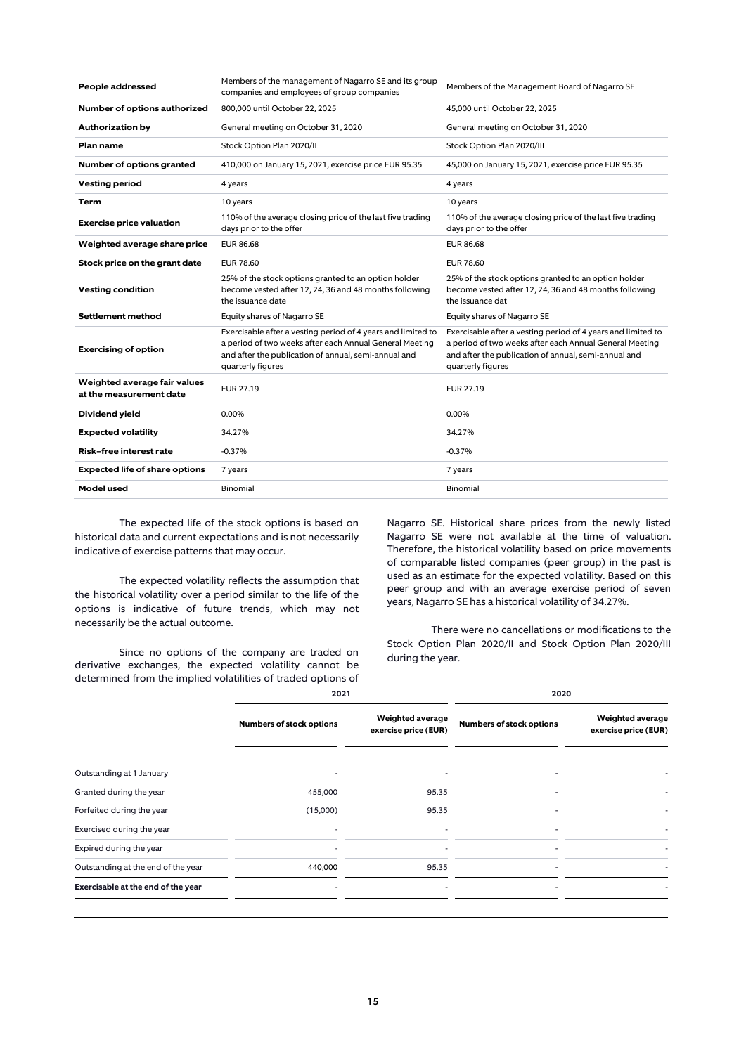| | | |
|---|---|---|
| **People addressed** | Members of the management of Nagarro SE and its group companies and employees of group companies | Members of the Management Board of Nagarro SE |
| **Number of options authorized** | 800,000 until October 22, 2025 | 45,000 until October 22, 2025 |
| **Authorization by** | General meeting on October 31, 2020 | General meeting on October 31, 2020 |
| **Plan name** | Stock Option Plan 2020/II | Stock Option Plan 2020/III |
| **Number of options granted** | 410,000 on January 15, 2021, exercise price EUR 95.35 | 45,000 on January 15, 2021, exercise price EUR 95.35 |
| **Vesting period** | 4 years | 4 years |
| **Term** | 10 years | 10 years |
| **Exercise price valuation** | 110% of the average closing price of the last five trading days prior to the offer | 110% of the average closing price of the last five trading days prior to the offer |
| **Weighted average share price** | EUR 86.68 | EUR 86.68 |
| **Stock price on the grant date** | EUR 78.60 | EUR 78.60 |
| **Vesting condition** | 25% of the stock options granted to an option holder become vested after 12, 24, 36 and 48 months following the issuance date | 25% of the stock options granted to an option holder become vested after 12, 24, 36 and 48 months following the issuance dat |
| **Settlement method** | Equity shares of Nagarro SE | Equity shares of Nagarro SE |
| **Exercising of option** | Exercisable after a vesting period of 4 years and limited to a period of two weeks after each Annual General Meeting and after the publication of annual, semi-annual and quarterly figures | Exercisable after a vesting period of 4 years and limited to a period of two weeks after each Annual General Meeting and after the publication of annual, semi-annual and quarterly figures |
| **Weighted average fair values at the measurement date** | EUR 27.19 | EUR 27.19 |
| **Dividend yield** | 0.00% | 0.00% |
| **Expected volatility** | 34.27% | 34.27% |
| **Risk-free interest rate** | -0.37% | -0.37% |
| **Expected life of share options** | 7 years | 7 years |
| **Model used** | Binomial | Binomial |

The expected life of the stock options is based on historical data and current expectations and is not necessarily indicative of exercise patterns that may occur.

The expected volatility reflects the assumption that the historical volatility over a period similar to the life of the options is indicative of future trends, which may not necessarily be the actual outcome.

Since no options of the company are traded on derivative exchanges, the expected volatility cannot be determined from the implied volatilities of traded options of Nagarro SE. Historical share prices from the newly listed Nagarro SE were not available at the time of valuation. Therefore, the historical volatility based on price movements of comparable listed companies (peer group) in the past is used as an estimate for the expected volatility. Based on this peer group and with an average exercise period of seven years, Nagarro SE has a historical volatility of 34.27%.

There were no cancellations or modifications to the Stock Option Plan 2020/II and Stock Option Plan 2020/III during the year.

| | 2021 | | 2020 | |
|---|---|---|---|---|
| | **Numbers of stock options** | **Weighted average exercise price (EUR)** | **Numbers of stock options** | **Weighted average exercise price (EUR)** |
| Outstanding at 1 January | - | - | - | - |
| Granted during the year | 455,000 | 95.35 | - | - |
| Forfeited during the year | (15,000) | 95.35 | - | - |
| Exercised during the year | - | - | - | - |
| Expired during the year | - | - | - | - |
| Outstanding at the end of the year | 440,000 | 95.35 | - | - |
| **Exercisable at the end of the year** | **-** | **-** | **-** | **-** |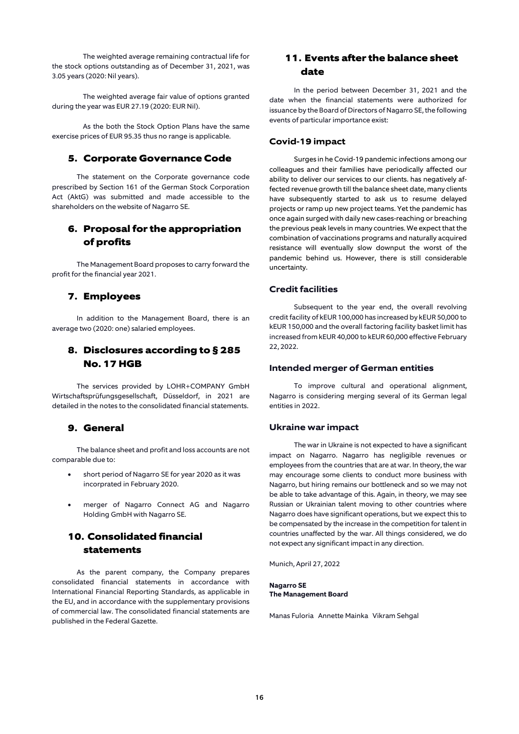The weighted average remaining contractual life for the stock options outstanding as of December 31, 2021, was 3.05 years (2020: Nil years).

The weighted average fair value of options granted during the year was EUR 27.19 (2020: EUR Nil).

As the both the Stock Option Plans have the same exercise prices of EUR 95.35 thus no range is applicable.

## 5. Corporate Governance Code

The statement on the Corporate governance code prescribed by Section 161 of the German Stock Corporation Act (AktG) was submitted and made accessible to the shareholders on the website of Nagarro SE.

## 6. Proposal for the appropriation of profits

The Management Board proposes to carry forward the profit for the financial year 2021.

## 7. Employees

In addition to the Management Board, there is an average two (2020: one) salaried employees.

## 8. Disclosures according to § 285 No. 17 HGB

The services provided by LOHR+COMPANY GmbH Wirtschaftsprüfungsgesellschaft, Düsseldorf, in 2021 are detailed in the notes to the consolidated financial statements.

## 9. General

The balance sheet and profit and loss accounts are not comparable due to:

- short period of Nagarro SE for year 2020 as it was incorprated in February 2020.
- merger of Nagarro Connect AG and Nagarro Holding GmbH with Nagarro SE.

## 10. Consolidated financial statements

As the parent company, the Company prepares consolidated financial statements in accordance with International Financial Reporting Standards, as applicable in the EU, and in accordance with the supplementary provisions of commercial law. The consolidated financial statements are published in the Federal Gazette.

## 11. Events after the balance sheet date

In the period between December 31, 2021 and the date when the financial statements were authorized for issuance by the Board of Directors of Nagarro SE, the following events of particular importance exist:

### Covid-19 impact

Surges in he Covid-19 pandemic infections among our colleagues and their families have periodically affected our ability to deliver our services to our clients. has negatively affected revenue growth till the balance sheet date, many clients have subsequently started to ask us to resume delayed projects or ramp up new project teams. Yet the pandemic has once again surged with daily new cases-reaching or breaching the previous peak levels in many countries. We expect that the combination of vaccinations programs and naturally acquired resistance will eventually slow downput the worst of the pandemic behind us. However, there is still considerable uncertainty.

### Credit facilities

Subsequent to the year end, the overall revolving credit facility of kEUR 100,000 has increased by kEUR 50,000 to kEUR 150,000 and the overall factoring facility basket limit has increased from kEUR 40,000 to kEUR 60,000 effective February 22, 2022.

### Intended merger of German entities

To improve cultural and operational alignment, Nagarro is considering merging several of its German legal entities in 2022.

### Ukraine war impact

The war in Ukraine is not expected to have a significant impact on Nagarro. Nagarro has negligible revenues or employees from the countries that are at war. In theory, the war may encourage some clients to conduct more business with Nagarro, but hiring remains our bottleneck and so we may not be able to take advantage of this. Again, in theory, we may see Russian or Ukrainian talent moving to other countries where Nagarro does have significant operations, but we expect this to be compensated by the increase in the competition for talent in countries unaffected by the war. All things considered, we do not expect any significant impact in any direction.

Munich, April 27, 2022

**Nagarro SE**
**The Management Board**

Manas Fuloria Annette Mainka Vikram Sehgal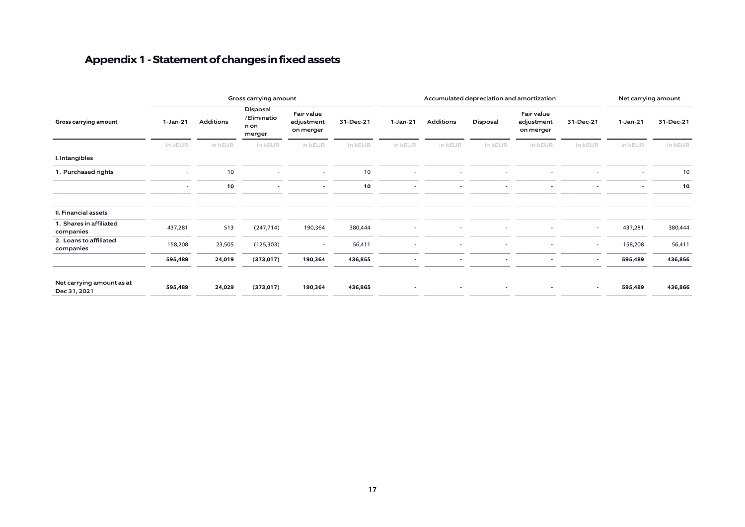# Appendix 1 - Statement of changes in fixed assets

| | Gross carrying amount | | | | | Accumulated depreciation and amortization | | | | | Net carrying amount | |
|---|---|---|---|---|---|---|---|---|---|---|---|---|
| **Gross carrying amount** | 1-Jan-21 | Additions | Disposal /Elimination on merger | Fair value adjustment on merger | 31-Dec-21 | 1-Jan-21 | Additions | Disposal | Fair value adjustment on merger | 31-Dec-21 | 1-Jan-21 | 31-Dec-21 |
| | in kEUR | in kEUR | in kEUR | in kEUR | in kEUR | in kEUR | in kEUR | in kEUR | in kEUR | in kEUR | in kEUR | in kEUR |
| I. Intangibles | | | | | | | | | | | | |
| 1. Purchased rights | - | 10 | - | - | 10 | - | - | - | - | - | - | 10 |
| | **-** | **10** | **-** | **-** | **10** | **-** | **-** | **-** | **-** | **-** | **-** | **10** |
| | | | | | | | | | | | | |
| II. Financial assets | | | | | | | | | | | | |
| 1. Shares in affiliated companies | 437,281 | 513 | (247,714) | 190,364 | 380,444 | - | - | - | - | - | 437,281 | 380,444 |
| 2. Loans to affiliated companies | 158,208 | 23,505 | (125,303) | - | 56,411 | - | - | - | - | - | 158,208 | 56,411 |
| | **595,489** | **24,019** | **(373,017)** | **190,364** | **436,855** | **-** | **-** | **-** | **-** | **-** | **595,489** | **436,856** |
| | | | | | | | | | | | | |
| Net carrying amount as at Dec 31, 2021 | **595,489** | **24,029** | **(373,017)** | **190,364** | **436,865** | **-** | **-** | **-** | **-** | **-** | **595,489** | **436,866** |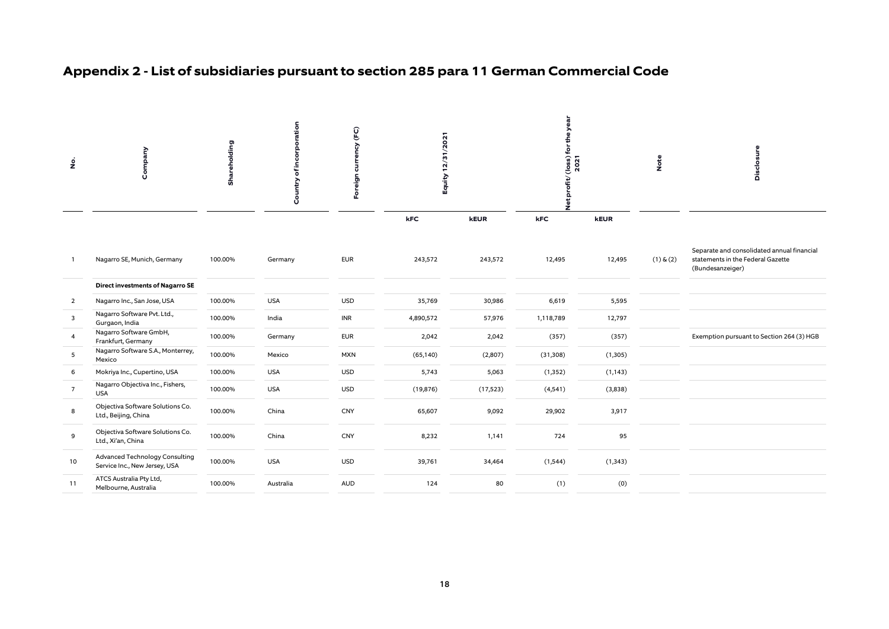# Appendix 2 - List of subsidiaries pursuant to section 285 para 11 German Commercial Code

| No. | Company | Shareholding | Country of incorporation | Foreign currency (FC) | Equity 12/31/2021 | | Net profit/ (loss) for the year 2021 | | Note | Disclosure |
|---|---|---|---|---|---|---|---|---|---|---|
| | | | | | kFC | kEUR | kFC | kEUR | | |
| 1 | Nagarro SE, Munich, Germany | 100.00% | Germany | EUR | 243,572 | 243,572 | 12,495 | 12,495 | (1) & (2) | Separate and consolidated annual financial statements in the Federal Gazette (Bundesanzeiger) |
| | **Direct investments of Nagarro SE** | | | | | | | | | |
| 2 | Nagarro Inc., San Jose, USA | 100.00% | USA | USD | 35,769 | 30,986 | 6,619 | 5,595 | | |
| 3 | Nagarro Software Pvt. Ltd., Gurgaon, India | 100.00% | India | INR | 4,890,572 | 57,976 | 1,118,789 | 12,797 | | |
| 4 | Nagarro Software GmbH, Frankfurt, Germany | 100.00% | Germany | EUR | 2,042 | 2,042 | (357) | (357) | | Exemption pursuant to Section 264 (3) HGB |
| 5 | Nagarro Software S.A., Monterrey, Mexico | 100.00% | Mexico | MXN | (65,140) | (2,807) | (31,308) | (1,305) | | |
| 6 | Mokriya Inc., Cupertino, USA | 100.00% | USA | USD | 5,743 | 5,063 | (1,352) | (1,143) | | |
| 7 | Nagarro Objectiva Inc., Fishers, USA | 100.00% | USA | USD | (19,876) | (17,523) | (4,541) | (3,838) | | |
| 8 | Objectiva Software Solutions Co. Ltd., Beijing, China | 100.00% | China | CNY | 65,607 | 9,092 | 29,902 | 3,917 | | |
| 9 | Objectiva Software Solutions Co. Ltd., Xi'an, China | 100.00% | China | CNY | 8,232 | 1,141 | 724 | 95 | | |
| 10 | Advanced Technology Consulting Service Inc., New Jersey, USA | 100.00% | USA | USD | 39,761 | 34,464 | (1,544) | (1,343) | | |
| 11 | ATCS Australia Pty Ltd, Melbourne, Australia | 100.00% | Australia | AUD | 124 | 80 | (1) | (0) | | |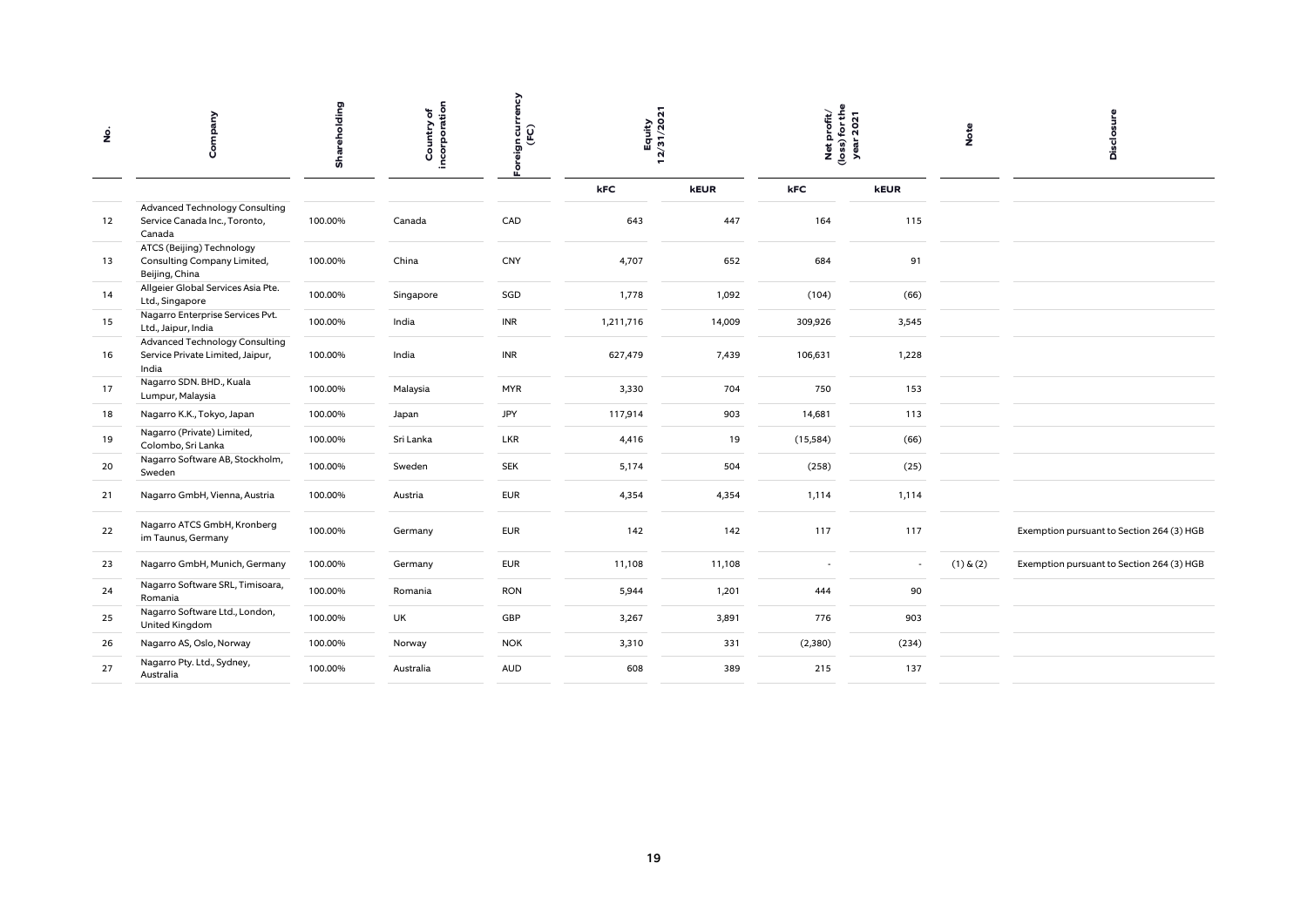| No. | Company | Shareholding | Country of incorporation | Foreign currency (FC) | Equity 12/31/2021 | | Net profit/ (loss) for the year 2021 | | Note | Disclosure |
|---|---|---|---|---|---|---|---|---|---|---|
| | | | | | kFC | kEUR | kFC | kEUR | | |
| 12 | Advanced Technology Consulting Service Canada Inc., Toronto, Canada | 100.00% | Canada | CAD | 643 | 447 | 164 | 115 | | |
| 13 | ATCS (Beijing) Technology Consulting Company Limited, Beijing, China | 100.00% | China | CNY | 4,707 | 652 | 684 | 91 | | |
| 14 | Allgeier Global Services Asia Pte. Ltd., Singapore | 100.00% | Singapore | SGD | 1,778 | 1,092 | (104) | (66) | | |
| 15 | Nagarro Enterprise Services Pvt. Ltd., Jaipur, India | 100.00% | India | INR | 1,211,716 | 14,009 | 309,926 | 3,545 | | |
| 16 | Advanced Technology Consulting Service Private Limited, Jaipur, India | 100.00% | India | INR | 627,479 | 7,439 | 106,631 | 1,228 | | |
| 17 | Nagarro SDN. BHD., Kuala Lumpur, Malaysia | 100.00% | Malaysia | MYR | 3,330 | 704 | 750 | 153 | | |
| 18 | Nagarro K.K., Tokyo, Japan | 100.00% | Japan | JPY | 117,914 | 903 | 14,681 | 113 | | |
| 19 | Nagarro (Private) Limited, Colombo, Sri Lanka | 100.00% | Sri Lanka | LKR | 4,416 | 19 | (15,584) | (66) | | |
| 20 | Nagarro Software AB, Stockholm, Sweden | 100.00% | Sweden | SEK | 5,174 | 504 | (258) | (25) | | |
| 21 | Nagarro GmbH, Vienna, Austria | 100.00% | Austria | EUR | 4,354 | 4,354 | 1,114 | 1,114 | | |
| 22 | Nagarro ATCS GmbH, Kronberg im Taunus, Germany | 100.00% | Germany | EUR | 142 | 142 | 117 | 117 | | Exemption pursuant to Section 264 (3) HGB |
| 23 | Nagarro GmbH, Munich, Germany | 100.00% | Germany | EUR | 11,108 | 11,108 | - | - | (1) & (2) | Exemption pursuant to Section 264 (3) HGB |
| 24 | Nagarro Software SRL, Timisoara, Romania | 100.00% | Romania | RON | 5,944 | 1,201 | 444 | 90 | | |
| 25 | Nagarro Software Ltd., London, United Kingdom | 100.00% | UK | GBP | 3,267 | 3,891 | 776 | 903 | | |
| 26 | Nagarro AS, Oslo, Norway | 100.00% | Norway | NOK | 3,310 | 331 | (2,380) | (234) | | |
| 27 | Nagarro Pty. Ltd., Sydney, Australia | 100.00% | Australia | AUD | 608 | 389 | 215 | 137 | | |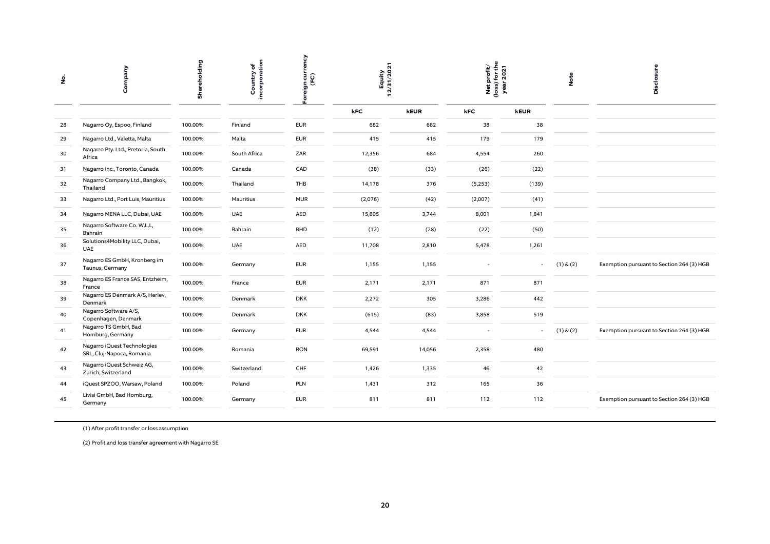| No. | Company | Shareholding | Country of incorporation | Foreign currency (FC) | Equity 12/31/2021 | | Net profit/ (loss) for the year 2021 | | Note | Disclosure |
|---|---|---|---|---|---|---|---|---|---|---|
| | | | | | kFC | kEUR | kFC | kEUR | | |
| 28 | Nagarro Oy, Espoo, Finland | 100.00% | Finland | EUR | 682 | 682 | 38 | 38 | | |
| 29 | Nagarro Ltd., Valetta, Malta | 100.00% | Malta | EUR | 415 | 415 | 179 | 179 | | |
| 30 | Nagarro Pty. Ltd., Pretoria, South Africa | 100.00% | South Africa | ZAR | 12,356 | 684 | 4,554 | 260 | | |
| 31 | Nagarro Inc., Toronto, Canada | 100.00% | Canada | CAD | (38) | (33) | (26) | (22) | | |
| 32 | Nagarro Company Ltd., Bangkok, Thailand | 100.00% | Thailand | THB | 14,178 | 376 | (5,253) | (139) | | |
| 33 | Nagarro Ltd., Port Luis, Mauritius | 100.00% | Mauritius | MUR | (2,076) | (42) | (2,007) | (41) | | |
| 34 | Nagarro MENA LLC, Dubai, UAE | 100.00% | UAE | AED | 15,605 | 3,744 | 8,001 | 1,841 | | |
| 35 | Nagarro Software Co. W.L.L, Bahrain | 100.00% | Bahrain | BHD | (12) | (28) | (22) | (50) | | |
| 36 | Solutions4Mobility LLC, Dubai, UAE | 100.00% | UAE | AED | 11,708 | 2,810 | 5,478 | 1,261 | | |
| 37 | Nagarro ES GmbH, Kronberg im Taunus, Germany | 100.00% | Germany | EUR | 1,155 | 1,155 | - | - | (1) & (2) | Exemption pursuant to Section 264 (3) HGB |
| 38 | Nagarro ES France SAS, Entzheim, France | 100.00% | France | EUR | 2,171 | 2,171 | 871 | 871 | | |
| 39 | Nagarro ES Denmark A/S, Herlev, Denmark | 100.00% | Denmark | DKK | 2,272 | 305 | 3,286 | 442 | | |
| 40 | Nagarro Software A/S, Copenhagen, Denmark | 100.00% | Denmark | DKK | (615) | (83) | 3,858 | 519 | | |
| 41 | Nagarro TS GmbH, Bad Homburg, Germany | 100.00% | Germany | EUR | 4,544 | 4,544 | - | - | (1) & (2) | Exemption pursuant to Section 264 (3) HGB |
| 42 | Nagarro iQuest Technologies SRL, Cluj-Napoca, Romania | 100.00% | Romania | RON | 69,591 | 14,056 | 2,358 | 480 | | |
| 43 | Nagarro iQuest Schweiz AG, Zurich, Switzerland | 100.00% | Switzerland | CHF | 1,426 | 1,335 | 46 | 42 | | |
| 44 | iQuest SPZOO, Warsaw, Poland | 100.00% | Poland | PLN | 1,431 | 312 | 165 | 36 | | |
| 45 | Livisi GmbH, Bad Homburg, Germany | 100.00% | Germany | EUR | 811 | 811 | 112 | 112 | | Exemption pursuant to Section 264 (3) HGB |

(1) After profit transfer or loss assumption

(2) Profit and loss transfer agreement with Nagarro SE